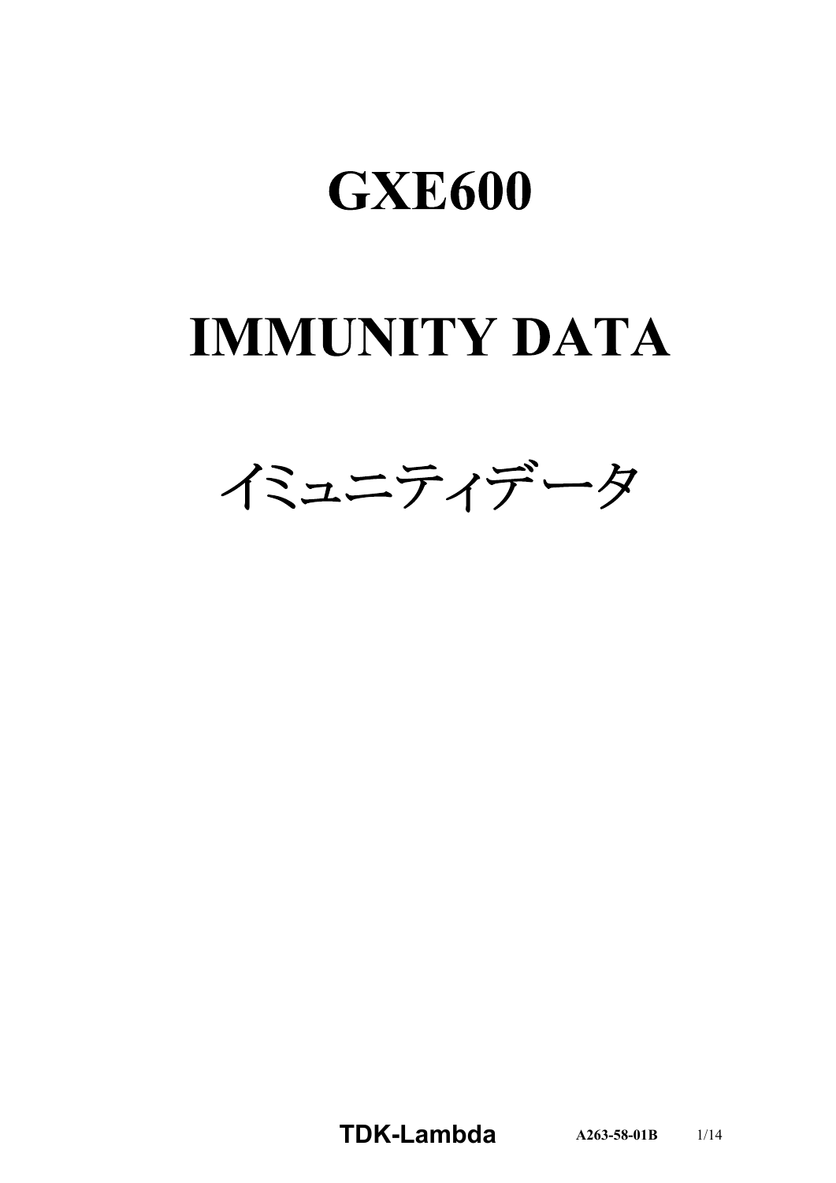# GXE600

# IMMUNITY DATA

# イミュニティデータ

TDK-Lambda A263-58-01B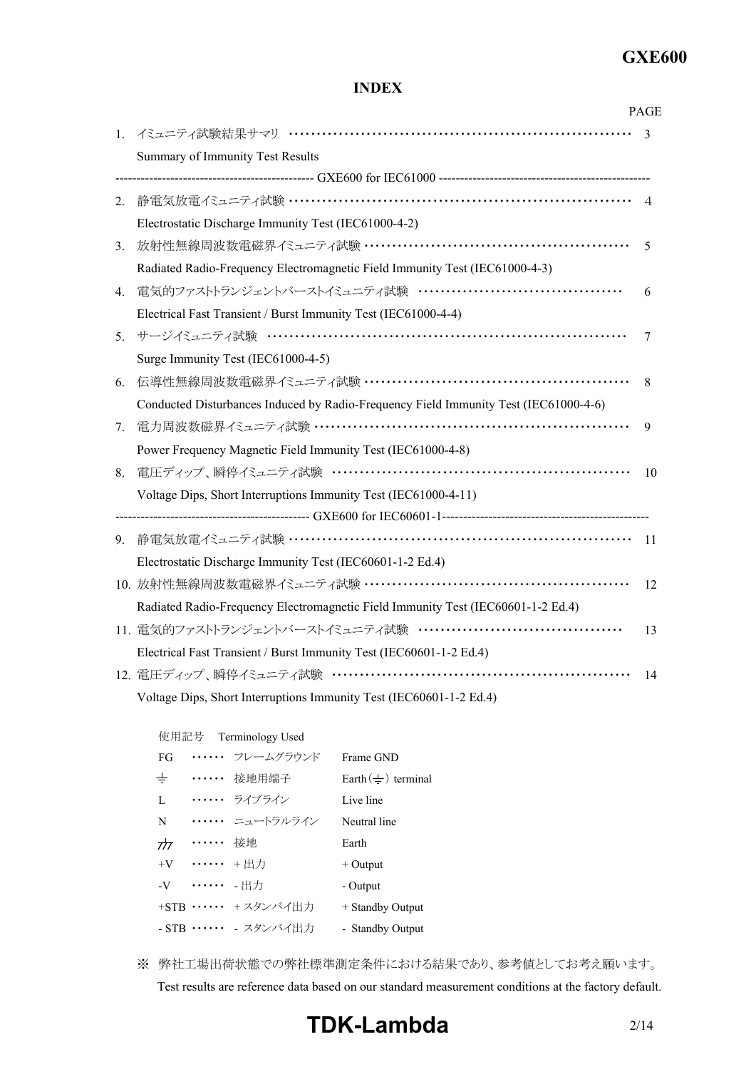## INDEX

| | | PAGE |
|---|---|---|
| 1. | イミュニティ試験結果サマリ<br>Summary of Immunity Test Results | 3 |
| | ---------- GXE600 for IEC61000 ---------- | |
| 2. | 静電気放電イミュニティ試験<br>Electrostatic Discharge Immunity Test (IEC61000-4-2) | 4 |
| 3. | 放射性無線周波数電磁界イミュニティ試験<br>Radiated Radio-Frequency Electromagnetic Field Immunity Test (IEC61000-4-3) | 5 |
| 4. | 電気的ファストトランジェントバーストイミュニティ試験<br>Electrical Fast Transient / Burst Immunity Test (IEC61000-4-4) | 6 |
| 5. | サージイミュニティ試験<br>Surge Immunity Test (IEC61000-4-5) | 7 |
| 6. | 伝導性無線周波数電磁界イミュニティ試験<br>Conducted Disturbances Induced by Radio-Frequency Field Immunity Test (IEC61000-4-6) | 8 |
| 7. | 電力周波数磁界イミュニティ試験<br>Power Frequency Magnetic Field Immunity Test (IEC61000-4-8) | 9 |
| 8. | 電圧ディップ、瞬停イミュニティ試験<br>Voltage Dips, Short Interruptions Immunity Test (IEC61000-4-11) | 10 |
| | ---------- GXE600 for IEC60601-1 ---------- | |
| 9. | 静電気放電イミュニティ試験<br>Electrostatic Discharge Immunity Test (IEC60601-1-2 Ed.4) | 11 |
| 10. | 放射性無線周波数電磁界イミュニティ試験<br>Radiated Radio-Frequency Electromagnetic Field Immunity Test (IEC60601-1-2 Ed.4) | 12 |
| 11. | 電気的ファストトランジェントバーストイミュニティ試験<br>Electrical Fast Transient / Burst Immunity Test (IEC60601-1-2 Ed.4) | 13 |
| 12. | 電圧ディップ、瞬停イミュニティ試験<br>Voltage Dips, Short Interruptions Immunity Test (IEC60601-1-2 Ed.4) | 14 |

使用記号　Terminology Used

| | | | |
|---|---|---|---|
| FG | …… | フレームグラウンド | Frame GND |
| ⏚ | …… | 接地用端子 | Earth (⏚) terminal |
| L | …… | ライブライン | Live line |
| N | …… | ニュートラルライン | Neutral line |
| ⏚ | …… | 接地 | Earth |
| +V | …… | ＋出力 | + Output |
| -V | …… | - 出力 | - Output |
| +STB | …… | ＋スタンバイ出力 | + Standby Output |
| - STB | …… | - スタンバイ出力 | - Standby Output |

※ 弊社工場出荷状態での弊社標準測定条件における結果であり、参考値としてお考え願います。
Test results are reference data based on our standard measurement conditions at the factory default.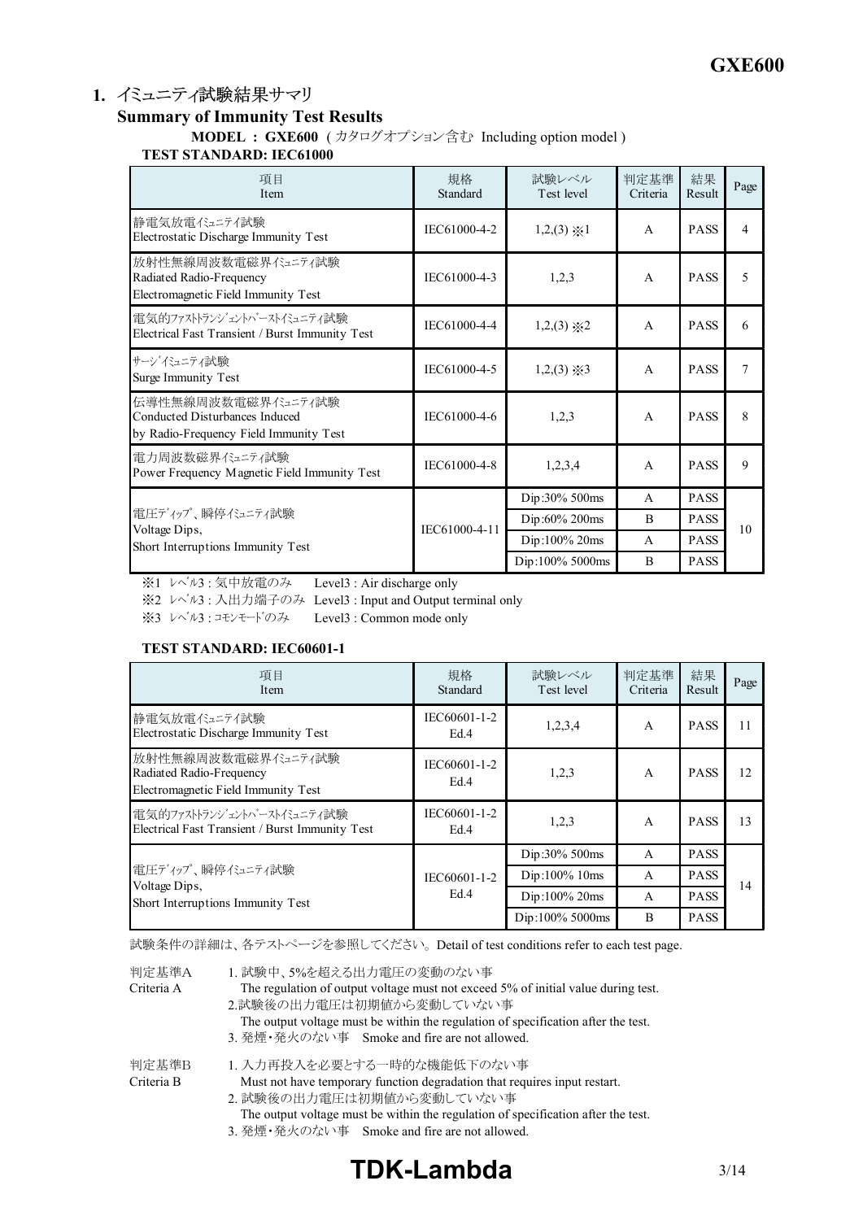## 1. イミュニティ試験結果サマリ
## Summary of Immunity Test Results

**MODEL : GXE600** ( カタログオプション含む Including option model )

**TEST STANDARD: IEC61000**

| 項目<br>Item | 規格<br>Standard | 試験レベル<br>Test level | 判定基準<br>Criteria | 結果<br>Result | Page |
|---|---|---|---|---|---|
| 静電気放電イミュニティ試験<br>Electrostatic Discharge Immunity Test | IEC61000-4-2 | 1,2,(3) ※1 | A | PASS | 4 |
| 放射性無線周波数電磁界イミュニティ試験<br>Radiated Radio-Frequency<br>Electromagnetic Field Immunity Test | IEC61000-4-3 | 1,2,3 | A | PASS | 5 |
| 電気的ファストトランジェントバーストイミュニティ試験<br>Electrical Fast Transient / Burst Immunity Test | IEC61000-4-4 | 1,2,(3) ※2 | A | PASS | 6 |
| サージイミュニティ試験<br>Surge Immunity Test | IEC61000-4-5 | 1,2,(3) ※3 | A | PASS | 7 |
| 伝導性無線周波数電磁界イミュニティ試験<br>Conducted Disturbances Induced<br>by Radio-Frequency Field Immunity Test | IEC61000-4-6 | 1,2,3 | A | PASS | 8 |
| 電力周波数磁界イミュニティ試験<br>Power Frequency Magnetic Field Immunity Test | IEC61000-4-8 | 1,2,3,4 | A | PASS | 9 |
| 電圧ディップ、瞬停イミュニティ試験<br>Voltage Dips,<br>Short Interruptions Immunity Test | IEC61000-4-11 | Dip:30% 500ms | A | PASS | 10 |
| | | Dip:60% 200ms | B | PASS | |
| | | Dip:100% 20ms | A | PASS | |
| | | Dip:100% 5000ms | B | PASS | |

※1 レベル3 : 気中放電のみ　Level3 : Air discharge only

※2 レベル3 : 入出力端子のみ　Level3 : Input and Output terminal only

※3 レベル3 : コモンモードのみ　Level3 : Common mode only

**TEST STANDARD: IEC60601-1**

| 項目<br>Item | 規格<br>Standard | 試験レベル<br>Test level | 判定基準<br>Criteria | 結果<br>Result | Page |
|---|---|---|---|---|---|
| 静電気放電イミュニティ試験<br>Electrostatic Discharge Immunity Test | IEC60601-1-2<br>Ed.4 | 1,2,3,4 | A | PASS | 11 |
| 放射性無線周波数電磁界イミュニティ試験<br>Radiated Radio-Frequency<br>Electromagnetic Field Immunity Test | IEC60601-1-2<br>Ed.4 | 1,2,3 | A | PASS | 12 |
| 電気的ファストトランジェントバーストイミュニティ試験<br>Electrical Fast Transient / Burst Immunity Test | IEC60601-1-2<br>Ed.4 | 1,2,3 | A | PASS | 13 |
| 電圧ディップ、瞬停イミュニティ試験<br>Voltage Dips,<br>Short Interruptions Immunity Test | IEC60601-1-2<br>Ed.4 | Dip:30% 500ms | A | PASS | 14 |
| | | Dip:100% 10ms | A | PASS | |
| | | Dip:100% 20ms | A | PASS | |
| | | Dip:100% 5000ms | B | PASS | |

試験条件の詳細は、各テストページを参照してください。 Detail of test conditions refer to each test page.

判定基準A
Criteria A

1. 試験中、5%を超える出力電圧の変動のない事
   The regulation of output voltage must not exceed 5% of initial value during test.
2. 試験後の出力電圧は初期値から変動していない事
   The output voltage must be within the regulation of specification after the test.
3. 発煙・発火のない事　Smoke and fire are not allowed.

判定基準B
Criteria B

1. 入力再投入を必要とする一時的な機能低下のない事
   Must not have temporary function degradation that requires input restart.
2. 試験後の出力電圧は初期値から変動していない事
   The output voltage must be within the regulation of specification after the test.
3. 発煙・発火のない事　Smoke and fire are not allowed.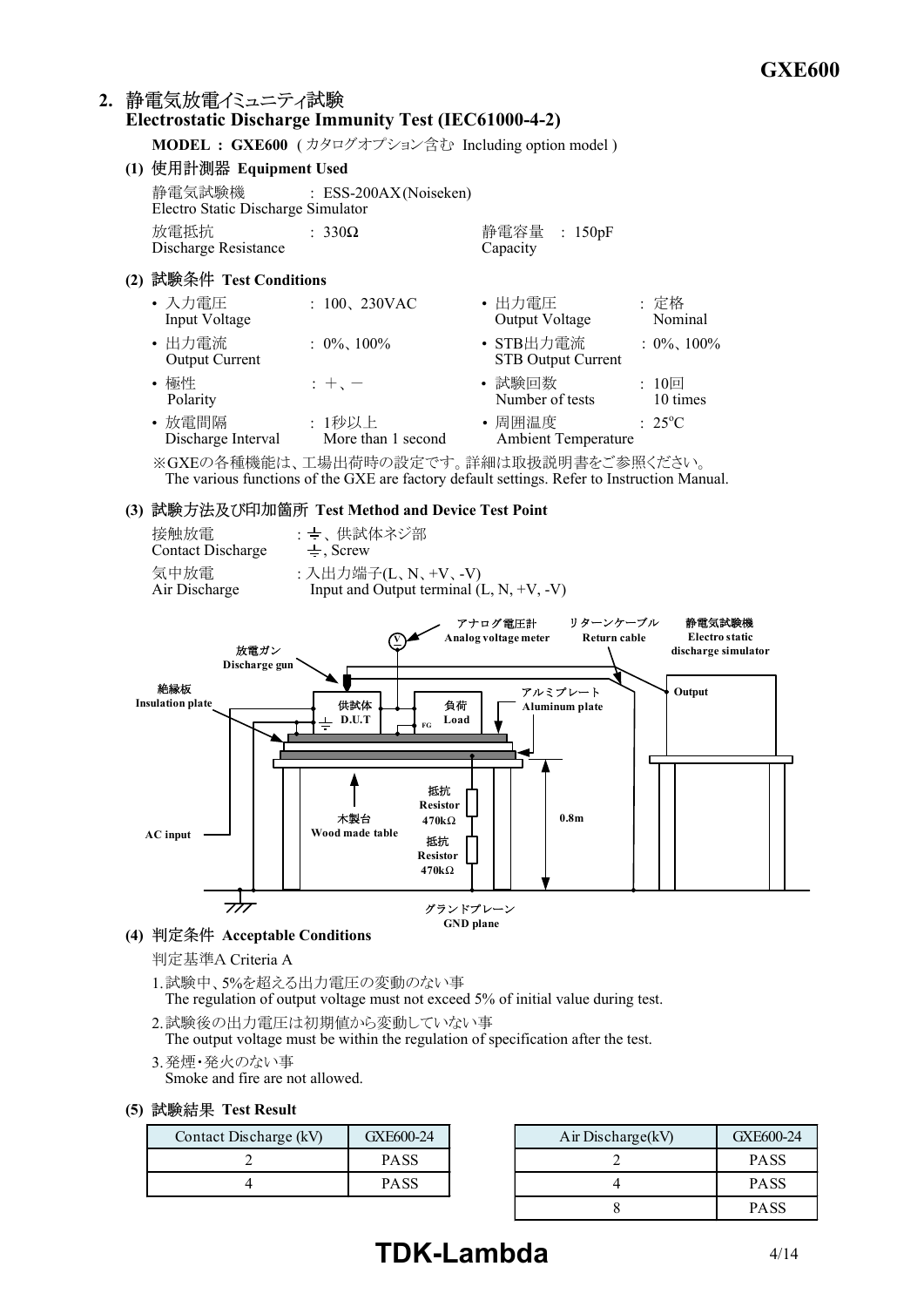## 2. 静電気放電イミュニティ試験 Electrostatic Discharge Immunity Test (IEC61000-4-2)

**MODEL : GXE600** ( カタログオプション含む Including option model )

### (1) 使用計測器 Equipment Used

静電気試験機 Electro Static Discharge Simulator : ESS-200AX(Noiseken)

放電抵抗 Discharge Resistance : 330Ω

静電容量 Capacity : 150pF

### (2) 試験条件 Test Conditions

- 入力電圧 Input Voltage : 100、230VAC
- 出力電圧 Output Voltage : 定格 Nominal
- 出力電流 Output Current : 0%、100%
- STB出力電流 STB Output Current : 0%、100%
- 極性 Polarity : +、−
- 試験回数 Number of tests : 10回 10 times
- 放電間隔 Discharge Interval : 1秒以上 More than 1 second
- 周囲温度 Ambient Temperature : 25°C

※GXEの各種機能は、工場出荷時の設定です。詳細は取扱説明書をご参照ください。
The various functions of the GXE are factory default settings. Refer to Instruction Manual.

### (3) 試験方法及び印加箇所 Test Method and Device Test Point

接触放電 Contact Discharge : ⏚、供試体ネジ部 ⏚, Screw

気中放電 Air Discharge : 入出力端子(L、N、+V、-V) Input and Output terminal (L, N, +V, -V)

### (4) 判定条件 Acceptable Conditions

判定基準A Criteria A

1. 試験中、5%を超える出力電圧の変動のない事
   The regulation of output voltage must not exceed 5% of initial value during test.
2. 試験後の出力電圧は初期値から変動していない事
   The output voltage must be within the regulation of specification after the test.
3. 発煙・発火のない事
   Smoke and fire are not allowed.

### (5) 試験結果 Test Result

| Contact Discharge (kV) | GXE600-24 |
|---|---|
| 2 | PASS |
| 4 | PASS |

| Air Discharge(kV) | GXE600-24 |
|---|---|
| 2 | PASS |
| 4 | PASS |
| 8 | PASS |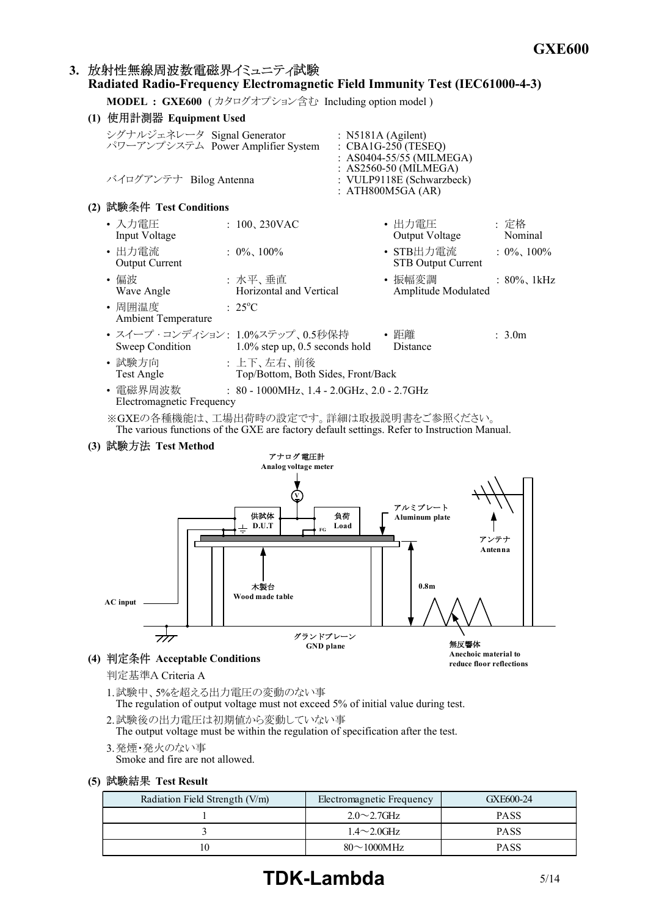## 3. 放射性無線周波数電磁界イミュニティ試験 Radiated Radio-Frequency Electromagnetic Field Immunity Test (IEC61000-4-3)

**MODEL : GXE600** ( カタログオプション含む Including option model )

### (1) 使用計測器 Equipment Used

シグナルジェネレータ Signal Generator : N5181A (Agilent)
パワーアンプシステム Power Amplifier System : CBA1G-250 (TESEQ)
: AS0404-55/55 (MILMEGA)
: AS2560-50 (MILMEGA)
バイログアンテナ Bilog Antenna : VULP9118E (Schwarzbeck)
: ATH800M5GA (AR)

### (2) 試験条件 Test Conditions

- 入力電圧 Input Voltage : 100、230VAC
- 出力電圧 Output Voltage : 定格 Nominal
- 出力電流 Output Current : 0%、100%
- STB出力電流 STB Output Current : 0%、100%
- 偏波 Wave Angle : 水平、垂直 Horizontal and Vertical
- 振幅変調 Amplitude Modulated : 80%、1kHz
- 周囲温度 Ambient Temperature : 25°C
- スイープ・コンディション Sweep Condition : 1.0%ステップ、0.5秒保持 1.0% step up, 0.5 seconds hold
- 距離 Distance : 3.0m
- 試験方向 Test Angle : 上下、左右、前後 Top/Bottom, Both Sides, Front/Back
- 電磁界周波数 Electromagnetic Frequency : 80 - 1000MHz、1.4 - 2.0GHz、2.0 - 2.7GHz

※GXEの各種機能は、工場出荷時の設定です。詳細は取扱説明書をご参照ください。
The various functions of the GXE are factory default settings. Refer to Instruction Manual.

### (3) 試験方法 Test Method

アナログ電圧計 Analog voltage meter
供試体 D.U.T
負荷 Load
FG
アルミプレート Aluminum plate
アンテナ Antenna
木製台 Wood made table
0.8m
AC input
グランドプレーン GND plane
無反響体 Anechoic material to reduce floor reflections

### (4) 判定条件 Acceptable Conditions

判定基準A Criteria A

1. 試験中、5%を超える出力電圧の変動のない事
   The regulation of output voltage must not exceed 5% of initial value during test.
2. 試験後の出力電圧は初期値から変動していない事
   The output voltage must be within the regulation of specification after the test.
3. 発煙・発火のない事
   Smoke and fire are not allowed.

### (5) 試験結果 Test Result

| Radiation Field Strength (V/m) | Electromagnetic Frequency | GXE600-24 |
|---|---|---|
| 1 | 2.0～2.7GHz | PASS |
| 3 | 1.4～2.0GHz | PASS |
| 10 | 80～1000MHz | PASS |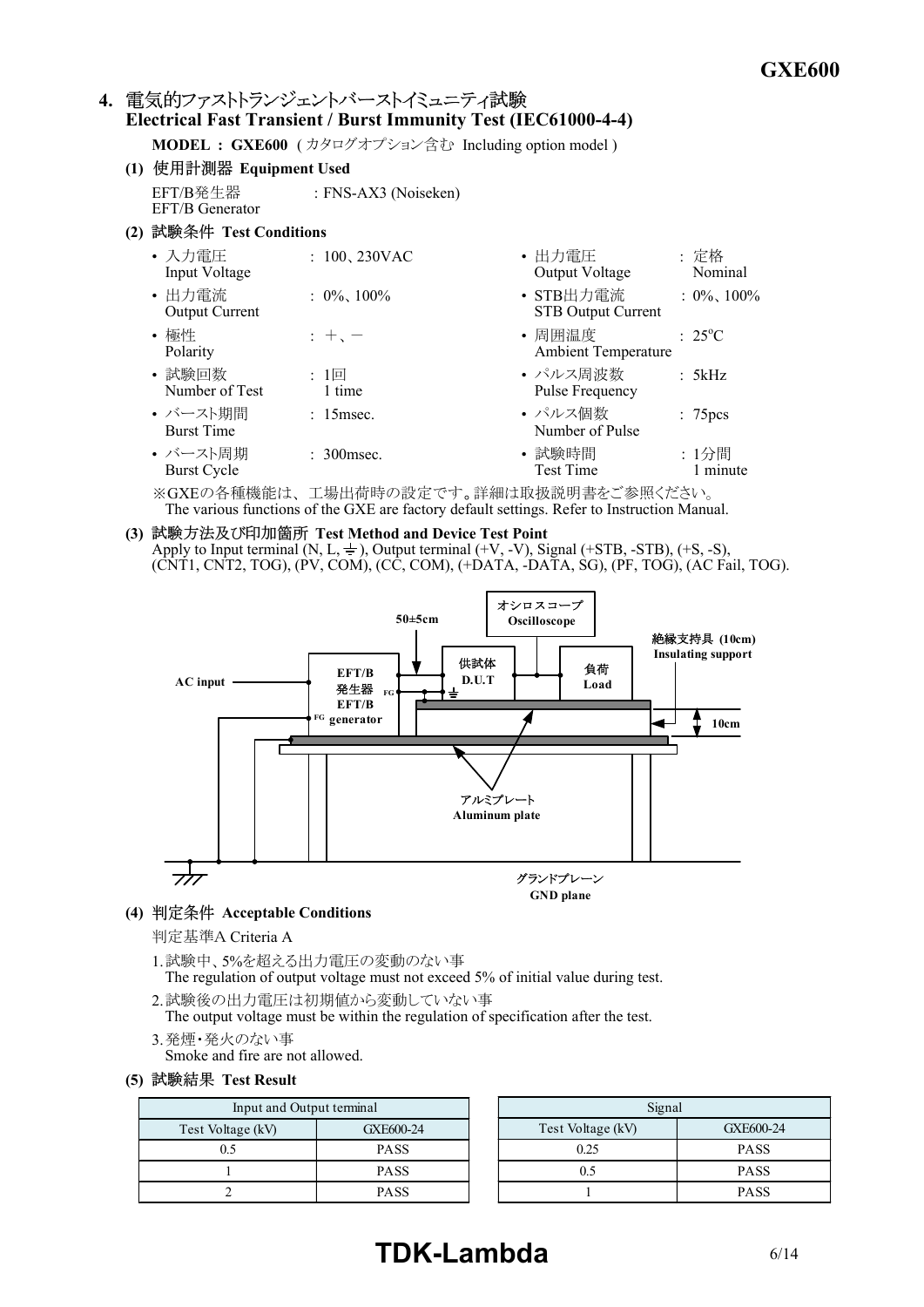## 4. 電気的ファストトランジェントバーストイミュニティ試験 Electrical Fast Transient / Burst Immunity Test (IEC61000-4-4)

**MODEL : GXE600** ( カタログオプション含む Including option model )

### (1) 使用計測器 Equipment Used

EFT/B発生器 EFT/B Generator : FNS-AX3 (Noiseken)

### (2) 試験条件 Test Conditions

- 入力電圧 Input Voltage : 100、230VAC
- 出力電流 Output Current : 0%、100%
- 極性 Polarity : ＋、－
- 試験回数 Number of Test : 1回 1 time
- バースト期間 Burst Time : 15msec.
- バースト周期 Burst Cycle : 300msec.
- 出力電圧 Output Voltage : 定格 Nominal
- STB出力電流 STB Output Current : 0%、100%
- 周囲温度 Ambient Temperature : 25°C
- パルス周波数 Pulse Frequency : 5kHz
- パルス個数 Number of Pulse : 75pcs
- 試験時間 Test Time : 1分間 1 minute

※GXEの各種機能は、工場出荷時の設定です。詳細は取扱説明書をご参照ください。
The various functions of the GXE are factory default settings. Refer to Instruction Manual.

### (3) 試験方法及び印加箇所 Test Method and Device Test Point

Apply to Input terminal (N, L, ⏚), Output terminal (+V, -V), Signal (+STB, -STB), (+S, -S), (CNT1, CNT2, TOG), (PV, COM), (CC, COM), (+DATA, -DATA, SG), (PF, TOG), (AC Fail, TOG).

AC input — EFT/B発生器 EFT/B generator — 50±5cm — 供試体 D.U.T — 負荷 Load — オシロスコープ Oscilloscope — 絶縁支持具 (10cm) Insulating support — 10cm — アルミプレート Aluminum plate — グランドプレーン GND plane

### (4) 判定条件 Acceptable Conditions

判定基準A Criteria A

1. 試験中、5%を超える出力電圧の変動のない事
   The regulation of output voltage must not exceed 5% of initial value during test.
2. 試験後の出力電圧は初期値から変動していない事
   The output voltage must be within the regulation of specification after the test.
3. 発煙・発火のない事
   Smoke and fire are not allowed.

### (5) 試験結果 Test Result

| Input and Output terminal | |
|---|---|
| Test Voltage (kV) | GXE600-24 |
| 0.5 | PASS |
| 1 | PASS |
| 2 | PASS |

| Signal | |
|---|---|
| Test Voltage (kV) | GXE600-24 |
| 0.25 | PASS |
| 0.5 | PASS |
| 1 | PASS |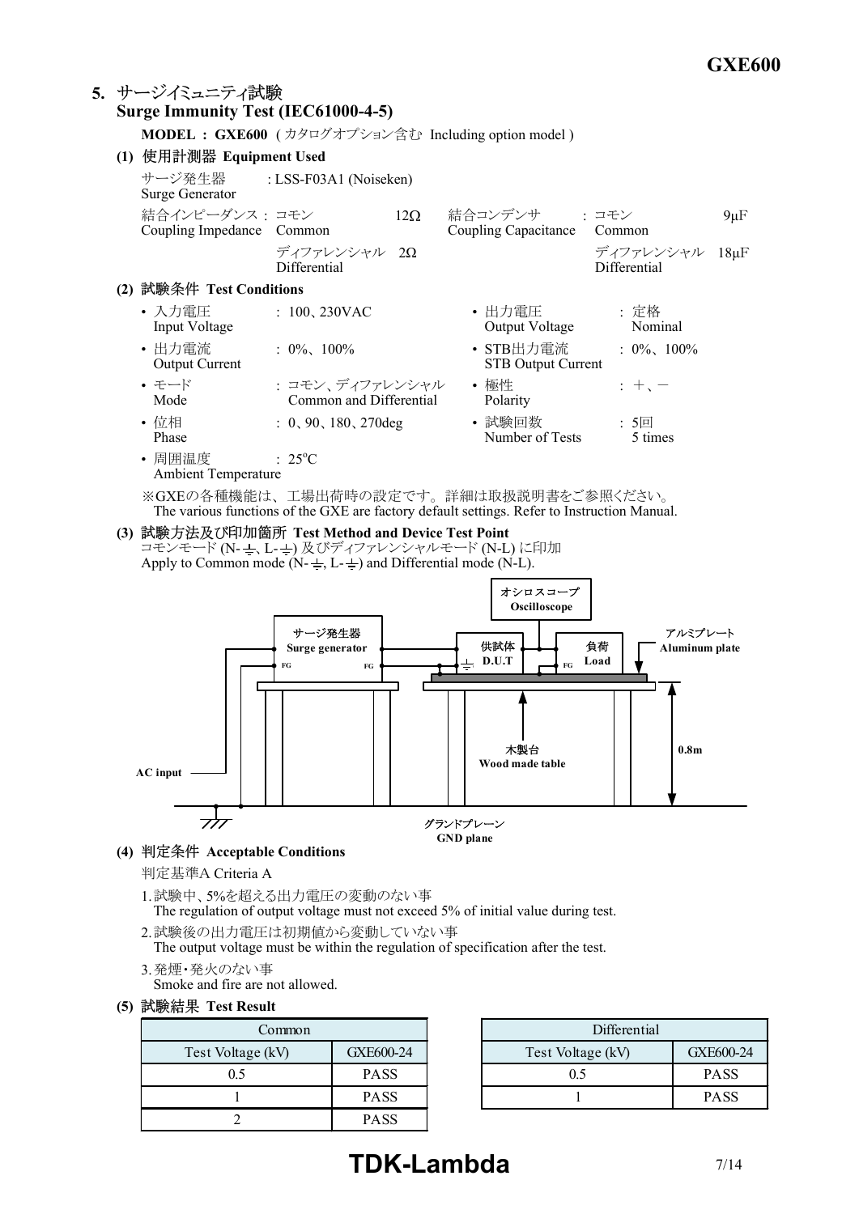## 5. サージイミュニティ試験
## Surge Immunity Test (IEC61000-4-5)

**MODEL : GXE600** ( カタログオプション含む Including option model )

### (1) 使用計測器 Equipment Used

サージ発生器 Surge Generator : LSS-F03A1 (Noiseken)

| | | | | | |
|---|---|---|---|---|---|
| 結合インピーダンス : Coupling Impedance | コモン Common | 12Ω | 結合コンデンサ : Coupling Capacitance | コモン Common | 9μF |
| | ディファレンシャル Differential | 2Ω | | ディファレンシャル Differential | 18μF |

### (2) 試験条件 Test Conditions

- 入力電圧 Input Voltage : 100、230VAC
- 出力電圧 Output Voltage : 定格 Nominal
- 出力電流 Output Current : 0%、100%
- STB出力電流 STB Output Current : 0%、100%
- モード Mode : コモン、ディファレンシャル Common and Differential
- 極性 Polarity : +、−
- 位相 Phase : 0、90、180、270deg
- 試験回数 Number of Tests : 5回 5 times
- 周囲温度 Ambient Temperature : 25°C

※GXEの各種機能は、工場出荷時の設定です。詳細は取扱説明書をご参照ください。
The various functions of the GXE are factory default settings. Refer to Instruction Manual.

### (3) 試験方法及び印加箇所 Test Method and Device Test Point

コモンモード (N-⏚、L-⏚) 及びディファレンシャルモード (N-L) に印加
Apply to Common mode (N-⏚, L-⏚) and Differential mode (N-L).

オシロスコープ Oscilloscope
サージ発生器 Surge generator
FG FG
供試体 D.U.T
負荷 Load
FG
アルミプレート Aluminum plate
木製台 Wood made table
0.8m
AC input
グランドプレーン GND plane

### (4) 判定条件 Acceptable Conditions

判定基準A Criteria A

1. 試験中、5%を超える出力電圧の変動のない事
   The regulation of output voltage must not exceed 5% of initial value during test.
2. 試験後の出力電圧は初期値から変動していない事
   The output voltage must be within the regulation of specification after the test.
3. 発煙・発火のない事
   Smoke and fire are not allowed.

### (5) 試験結果 Test Result

| Common | |
|---|---|
| Test Voltage (kV) | GXE600-24 |
| 0.5 | PASS |
| 1 | PASS |
| 2 | PASS |

| Differential | |
|---|---|
| Test Voltage (kV) | GXE600-24 |
| 0.5 | PASS |
| 1 | PASS |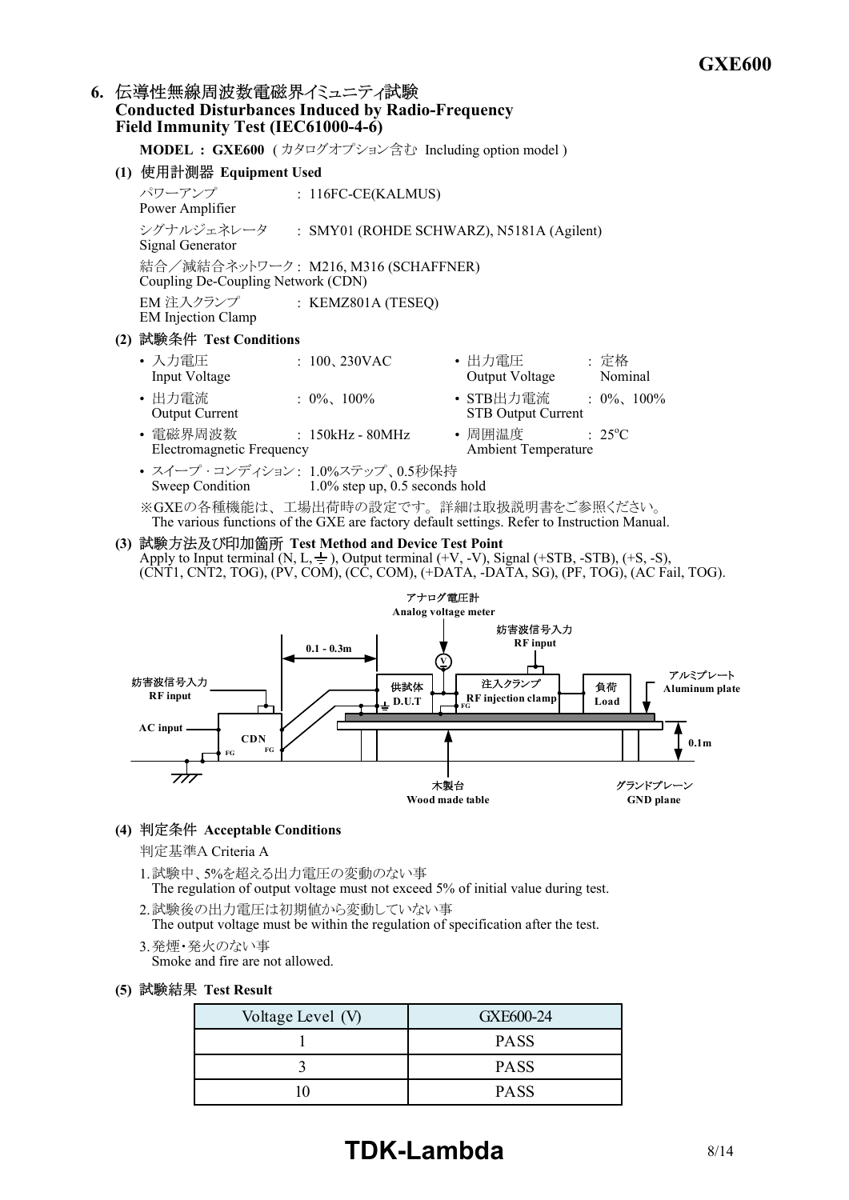## 6. 伝導性無線周波数電磁界イミュニティ試験 Conducted Disturbances Induced by Radio-Frequency Field Immunity Test (IEC61000-4-6)

**MODEL : GXE600** ( カタログオプション含む Including option model )

### (1) 使用計測器 Equipment Used

パワーアンプ Power Amplifier : 116FC-CE(KALMUS)

シグナルジェネレータ Signal Generator : SMY01 (ROHDE SCHWARZ), N5181A (Agilent)

結合／減結合ネットワーク Coupling De-Coupling Network (CDN) : M216, M316 (SCHAFFNER)

EM 注入クランプ EM Injection Clamp : KEMZ801A (TESEQ)

### (2) 試験条件 Test Conditions

- 入力電圧 Input Voltage : 100、230VAC
- 出力電圧 Output Voltage : 定格 Nominal
- 出力電流 Output Current : 0%、100%
- STB出力電流 STB Output Current : 0%、100%
- 電磁界周波数 Electromagnetic Frequency : 150kHz - 80MHz
- 周囲温度 Ambient Temperature : 25°C
- スイープ・コンディション Sweep Condition : 1.0%ステップ、0.5秒保持 1.0% step up, 0.5 seconds hold

※GXEの各種機能は、工場出荷時の設定です。詳細は取扱説明書をご参照ください。
The various functions of the GXE are factory default settings. Refer to Instruction Manual.

### (3) 試験方法及び印加箇所 Test Method and Device Test Point

Apply to Input terminal (N, L, ⏚), Output terminal (+V, -V), Signal (+STB, -STB), (+S, -S), (CNT1, CNT2, TOG), (PV, COM), (CC, COM), (+DATA, -DATA, SG), (PF, TOG), (AC Fail, TOG).

アナログ電圧計 Analog voltage meter
妨害波信号入力 RF input
0.1 - 0.3m
妨害波信号入力 RF input
AC input
CDN
FG
供試体 D.U.T
注入クランプ RF injection clamp
負荷 Load
アルミプレート Aluminum plate
0.1m
木製台 Wood made table
グランドプレーン GND plane

### (4) 判定条件 Acceptable Conditions

判定基準A Criteria A

1. 試験中、5%を超える出力電圧の変動のない事
   The regulation of output voltage must not exceed 5% of initial value during test.
2. 試験後の出力電圧は初期値から変動していない事
   The output voltage must be within the regulation of specification after the test.
3. 発煙・発火のない事
   Smoke and fire are not allowed.

### (5) 試験結果 Test Result

| Voltage Level (V) | GXE600-24 |
|---|---|
| 1 | PASS |
| 3 | PASS |
| 10 | PASS |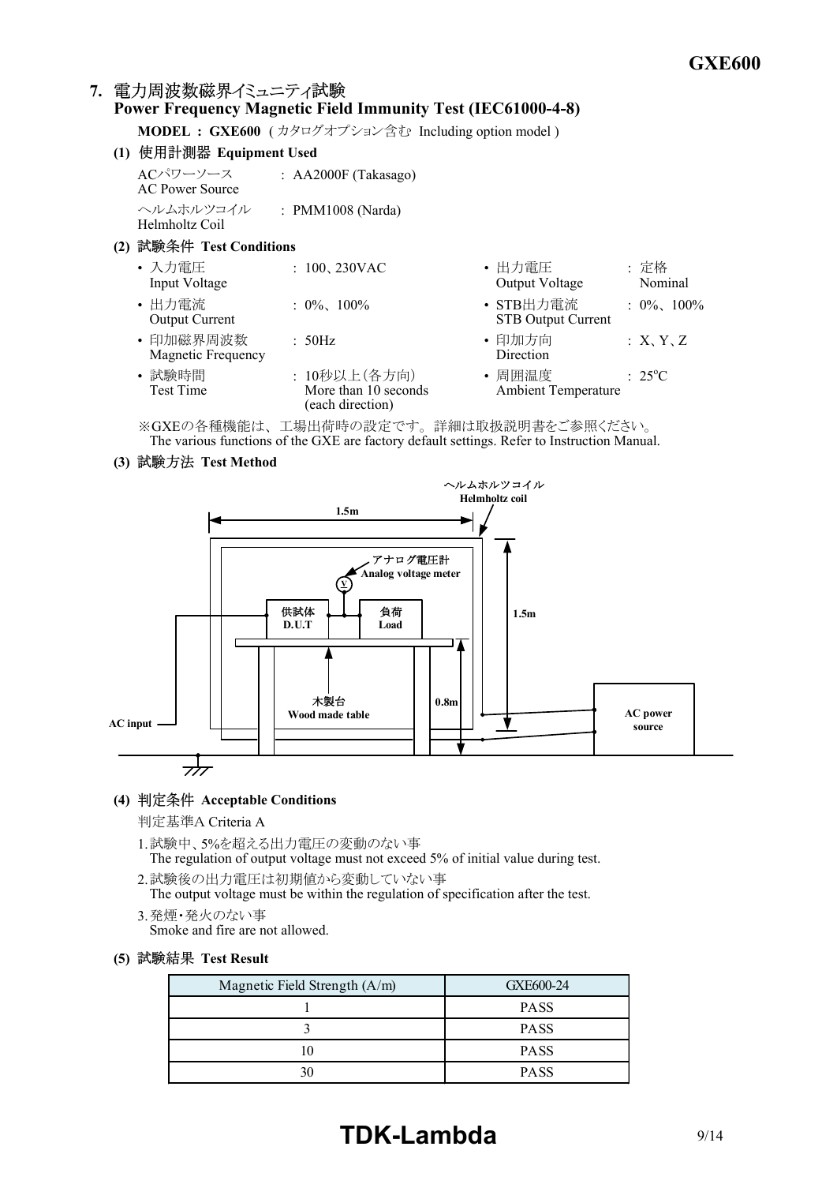## 7. 電力周波数磁界イミュニティ試験 Power Frequency Magnetic Field Immunity Test (IEC61000-4-8)

**MODEL : GXE600** ( カタログオプション含む Including option model )

### (1) 使用計測器 Equipment Used

| | |
|---|---|
| ACパワーソース AC Power Source | : AA2000F (Takasago) |
| ヘルムホルツコイル Helmholtz Coil | : PMM1008 (Narda) |

### (2) 試験条件 Test Conditions

- 入力電圧 Input Voltage : 100、230VAC
- 出力電圧 Output Voltage : 定格 Nominal
- 出力電流 Output Current : 0%、100%
- STB出力電流 STB Output Current : 0%、100%
- 印加磁界周波数 Magnetic Frequency : 50Hz
- 印加方向 Direction : X、Y、Z
- 試験時間 Test Time : 10秒以上(各方向) More than 10 seconds (each direction)
- 周囲温度 Ambient Temperature : 25°C

※GXEの各種機能は、工場出荷時の設定です。詳細は取扱説明書をご参照ください。
The various functions of the GXE are factory default settings. Refer to Instruction Manual.

### (3) 試験方法 Test Method

ヘルムホルツコイル Helmholtz coil, 1.5m, 1.5m, アナログ電圧計 Analog voltage meter, 供試体 D.U.T, 負荷 Load, 木製台 Wood made table, 0.8m, AC input, AC power source

### (4) 判定条件 Acceptable Conditions

判定基準A Criteria A

1. 試験中、5%を超える出力電圧の変動のない事
   The regulation of output voltage must not exceed 5% of initial value during test.
2. 試験後の出力電圧は初期値から変動していない事
   The output voltage must be within the regulation of specification after the test.
3. 発煙・発火のない事
   Smoke and fire are not allowed.

### (5) 試験結果 Test Result

| Magnetic Field Strength (A/m) | GXE600-24 |
|---|---|
| 1 | PASS |
| 3 | PASS |
| 10 | PASS |
| 30 | PASS |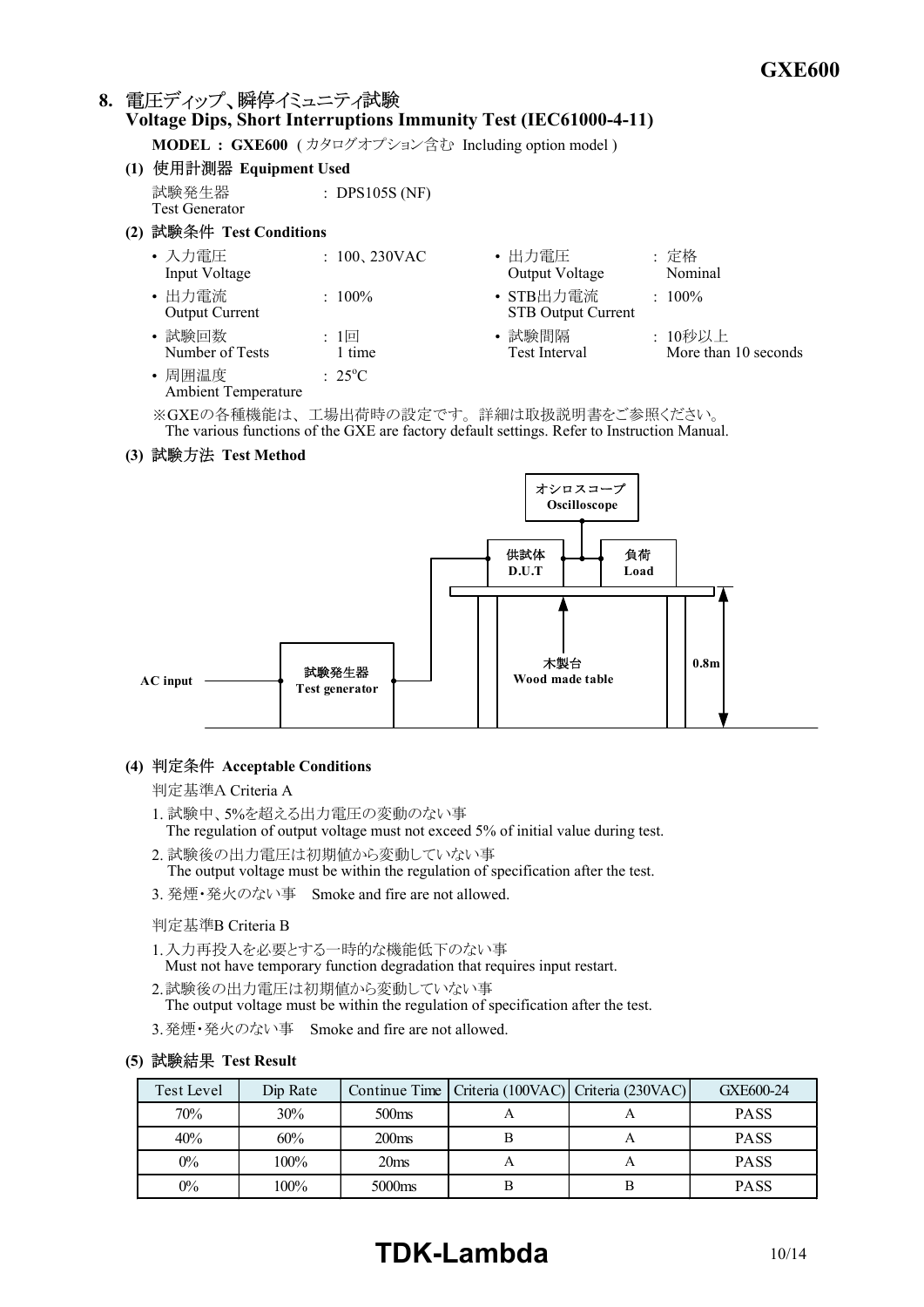## 8. 電圧ディップ、瞬停イミュニティ試験
## Voltage Dips, Short Interruptions Immunity Test (IEC61000-4-11)

**MODEL : GXE600** ( カタログオプション含む Including option model )

### (1) 使用計測器 Equipment Used

試験発生器 Test Generator : DPS105S (NF)

### (2) 試験条件 Test Conditions

- 入力電圧 Input Voltage : 100、230VAC
- 出力電圧 Output Voltage : 定格 Nominal
- 出力電流 Output Current : 100%
- STB出力電流 STB Output Current : 100%
- 試験回数 Number of Tests : 1回 1 time
- 試験間隔 Test Interval : 10秒以上 More than 10 seconds
- 周囲温度 Ambient Temperature : 25°C

※GXEの各種機能は、工場出荷時の設定です。詳細は取扱説明書をご参照ください。
The various functions of the GXE are factory default settings. Refer to Instruction Manual.

### (3) 試験方法 Test Method

AC input → 試験発生器 Test generator → 供試体 D.U.T → 負荷 Load; オシロスコープ Oscilloscope; 木製台 Wood made table; 0.8m

### (4) 判定条件 Acceptable Conditions

判定基準A Criteria A

1. 試験中、5%を超える出力電圧の変動のない事
   The regulation of output voltage must not exceed 5% of initial value during test.
2. 試験後の出力電圧は初期値から変動していない事
   The output voltage must be within the regulation of specification after the test.
3. 発煙・発火のない事　Smoke and fire are not allowed.

判定基準B Criteria B

1. 入力再投入を必要とする一時的な機能低下のない事
   Must not have temporary function degradation that requires input restart.
2. 試験後の出力電圧は初期値から変動していない事
   The output voltage must be within the regulation of specification after the test.
3. 発煙・発火のない事　Smoke and fire are not allowed.

### (5) 試験結果 Test Result

| Test Level | Dip Rate | Continue Time | Criteria (100VAC) | Criteria (230VAC) | GXE600-24 |
|---|---|---|---|---|---|
| 70% | 30% | 500ms | A | A | PASS |
| 40% | 60% | 200ms | B | A | PASS |
| 0% | 100% | 20ms | A | A | PASS |
| 0% | 100% | 5000ms | B | B | PASS |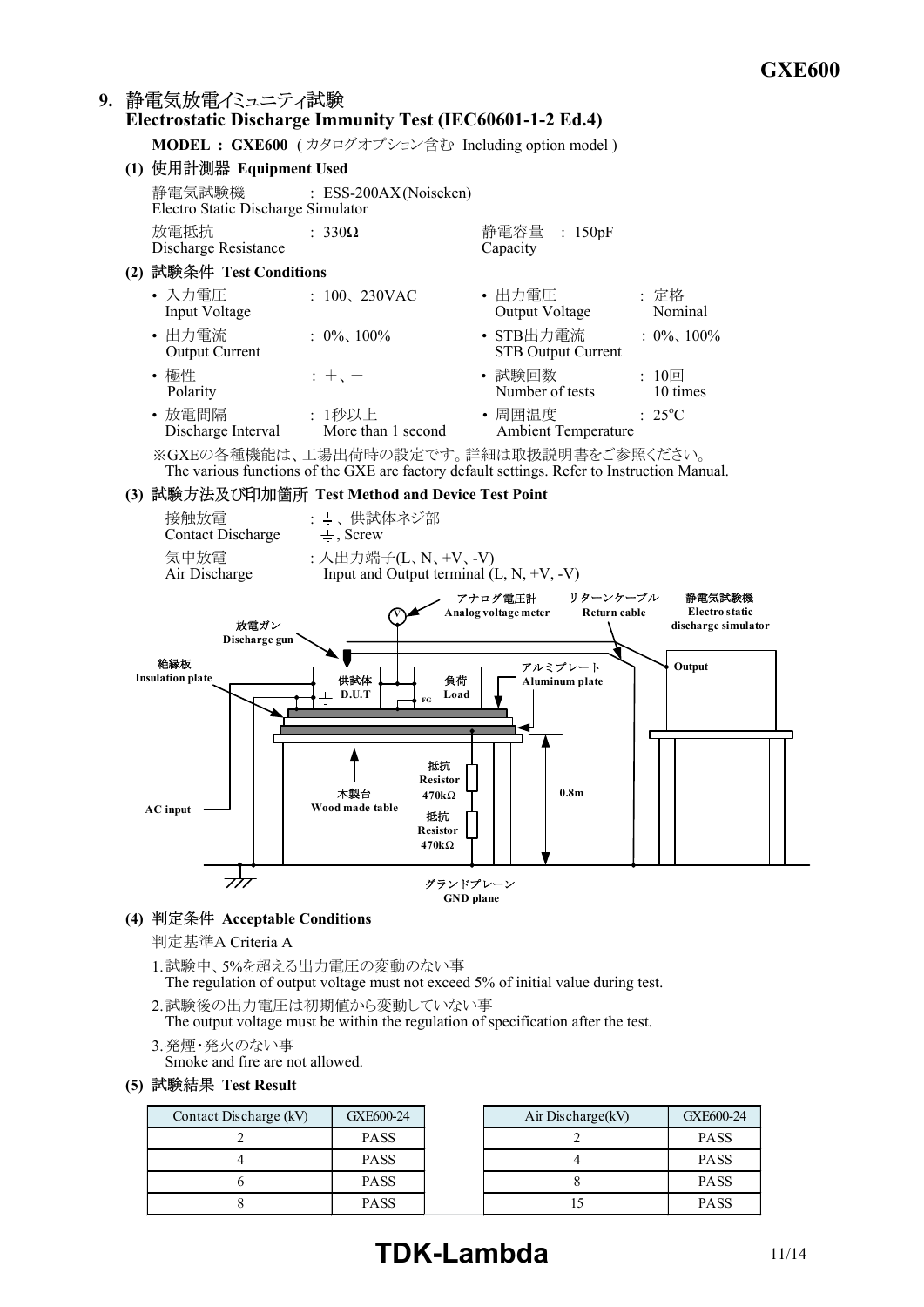## 9. 静電気放電イミュニティ試験
## Electrostatic Discharge Immunity Test (IEC60601-1-2 Ed.4)

**MODEL : GXE600** ( カタログオプション含む Including option model )

### (1) 使用計測器 Equipment Used

静電気試験機 : ESS-200AX(Noiseken)
Electro Static Discharge Simulator

放電抵抗 : 330Ω
Discharge Resistance

静電容量 : 150pF
Capacity

### (2) 試験条件 Test Conditions

- 入力電圧 Input Voltage : 100、230VAC
- 出力電圧 Output Voltage : 定格 Nominal
- 出力電流 Output Current : 0%、100%
- STB出力電流 STB Output Current : 0%、100%
- 極性 Polarity : +、−
- 試験回数 Number of tests : 10回 10 times
- 放電間隔 Discharge Interval : 1秒以上 More than 1 second
- 周囲温度 Ambient Temperature : 25°C

※GXEの各種機能は、工場出荷時の設定です。詳細は取扱説明書をご参照ください。
The various functions of the GXE are factory default settings. Refer to Instruction Manual.

### (3) 試験方法及び印加箇所 Test Method and Device Test Point

接触放電 Contact Discharge : ⏚、供試体ネジ部 ⏚, Screw

気中放電 Air Discharge : 入出力端子(L、N、+V、-V) Input and Output terminal (L, N, +V, -V)

放電ガン Discharge gun / アナログ電圧計 Analog voltage meter / リターンケーブル Return cable / 静電気試験機 Electro static discharge simulator / Output / 絶縁板 Insulation plate / 供試体 D.U.T / 負荷 Load / FG / アルミプレート Aluminum plate / 木製台 Wood made table / 抵抗 Resistor 470kΩ / 抵抗 Resistor 470kΩ / 0.8m / AC input / グランドプレーン GND plane

### (4) 判定条件 Acceptable Conditions

判定基準A Criteria A

1. 試験中、5%を超える出力電圧の変動のない事
   The regulation of output voltage must not exceed 5% of initial value during test.
2. 試験後の出力電圧は初期値から変動していない事
   The output voltage must be within the regulation of specification after the test.
3. 発煙・発火のない事
   Smoke and fire are not allowed.

### (5) 試験結果 Test Result

| Contact Discharge (kV) | GXE600-24 |
|---|---|
| 2 | PASS |
| 4 | PASS |
| 6 | PASS |
| 8 | PASS |

| Air Discharge(kV) | GXE600-24 |
|---|---|
| 2 | PASS |
| 4 | PASS |
| 8 | PASS |
| 15 | PASS |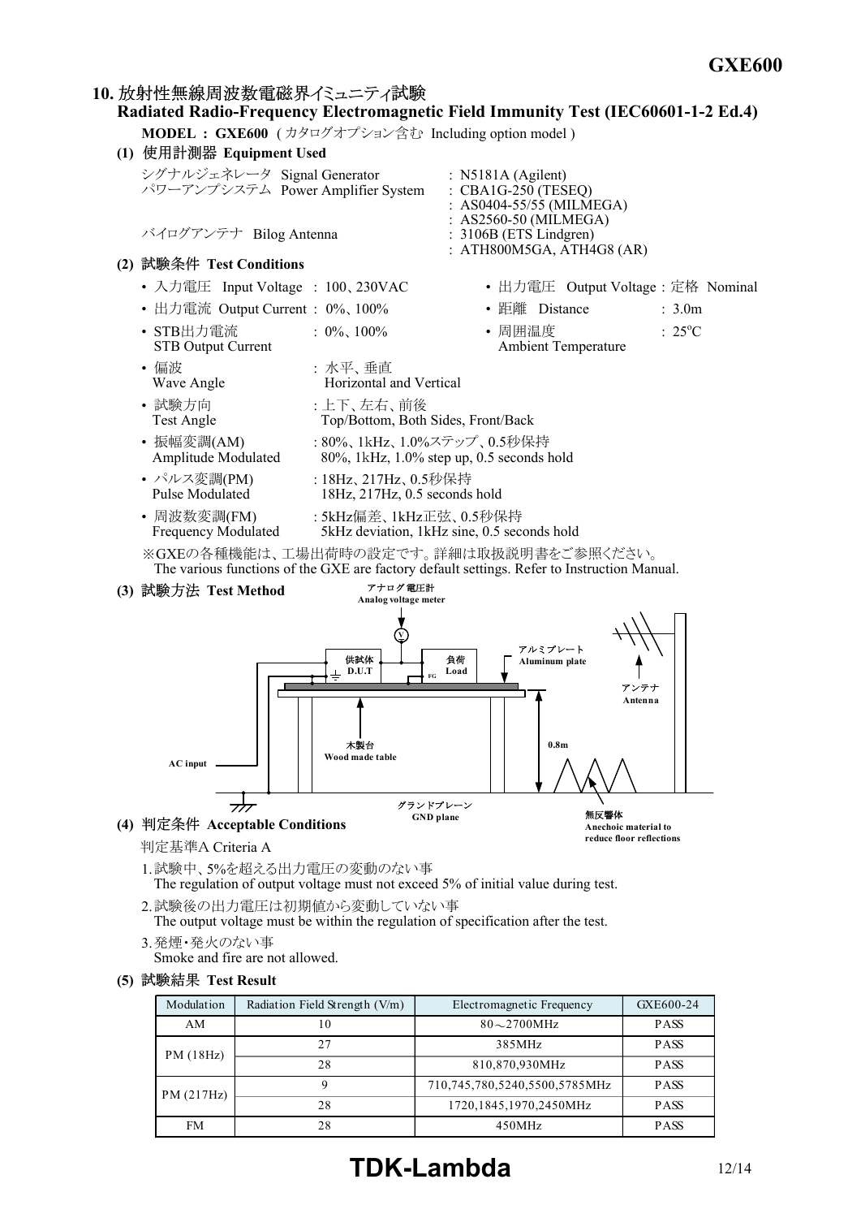## 10. 放射性無線周波数電磁界イミュニティ試験
## Radiated Radio-Frequency Electromagnetic Field Immunity Test (IEC60601-1-2 Ed.4)

**MODEL : GXE600** ( カタログオプション含む Including option model )

### (1) 使用計測器 Equipment Used

シグナルジェネレータ Signal Generator : N5181A (Agilent)
パワーアンプシステム Power Amplifier System : CBA1G-250 (TESEQ)
: AS0404-55/55 (MILMEGA)
: AS2560-50 (MILMEGA)
バイログアンテナ Bilog Antenna : 3106B (ETS Lindgren)
: ATH800M5GA, ATH4G8 (AR)

### (2) 試験条件 Test Conditions

- 入力電圧 Input Voltage : 100、230VAC
- 出力電流 Output Current : 0%、100%
- STB出力電流 STB Output Current : 0%、100%
- 出力電圧 Output Voltage : 定格 Nominal
- 距離 Distance : 3.0m
- 周囲温度 Ambient Temperature : 25°C
- 偏波 Wave Angle : 水平、垂直 Horizontal and Vertical
- 試験方向 Test Angle : 上下、左右、前後 Top/Bottom, Both Sides, Front/Back
- 振幅変調(AM) Amplitude Modulated : 80%、1kHz、1.0%ステップ、0.5秒保持 80%, 1kHz, 1.0% step up, 0.5 seconds hold
- パルス変調(PM) Pulse Modulated : 18Hz、217Hz、0.5秒保持 18Hz, 217Hz, 0.5 seconds hold
- 周波数変調(FM) Frequency Modulated : 5kHz偏差、1kHz正弦、0.5秒保持 5kHz deviation, 1kHz sine, 0.5 seconds hold

※GXEの各種機能は、工場出荷時の設定です。詳細は取扱説明書をご参照ください。
The various functions of the GXE are factory default settings. Refer to Instruction Manual.

### (3) 試験方法 Test Method

アナログ電圧計 Analog voltage meter
供試体 D.U.T
負荷 Load
FG
アルミプレート Aluminum plate
アンテナ Antenna
木製台 Wood made table
0.8m
AC input
グランドプレーン GND plane
無反響体 Anechoic material to reduce floor reflections

### (4) 判定条件 Acceptable Conditions

判定基準A Criteria A

1. 試験中、5%を超える出力電圧の変動のない事
   The regulation of output voltage must not exceed 5% of initial value during test.
2. 試験後の出力電圧は初期値から変動していない事
   The output voltage must be within the regulation of specification after the test.
3. 発煙・発火のない事
   Smoke and fire are not allowed.

### (5) 試験結果 Test Result

| Modulation | Radiation Field Strength (V/m) | Electromagnetic Frequency | GXE600-24 |
|---|---|---|---|
| AM | 10 | 80～2700MHz | PASS |
| PM (18Hz) | 27 | 385MHz | PASS |
| | 28 | 810,870,930MHz | PASS |
| PM (217Hz) | 9 | 710,745,780,5240,5500,5785MHz | PASS |
| | 28 | 1720,1845,1970,2450MHz | PASS |
| FM | 28 | 450MHz | PASS |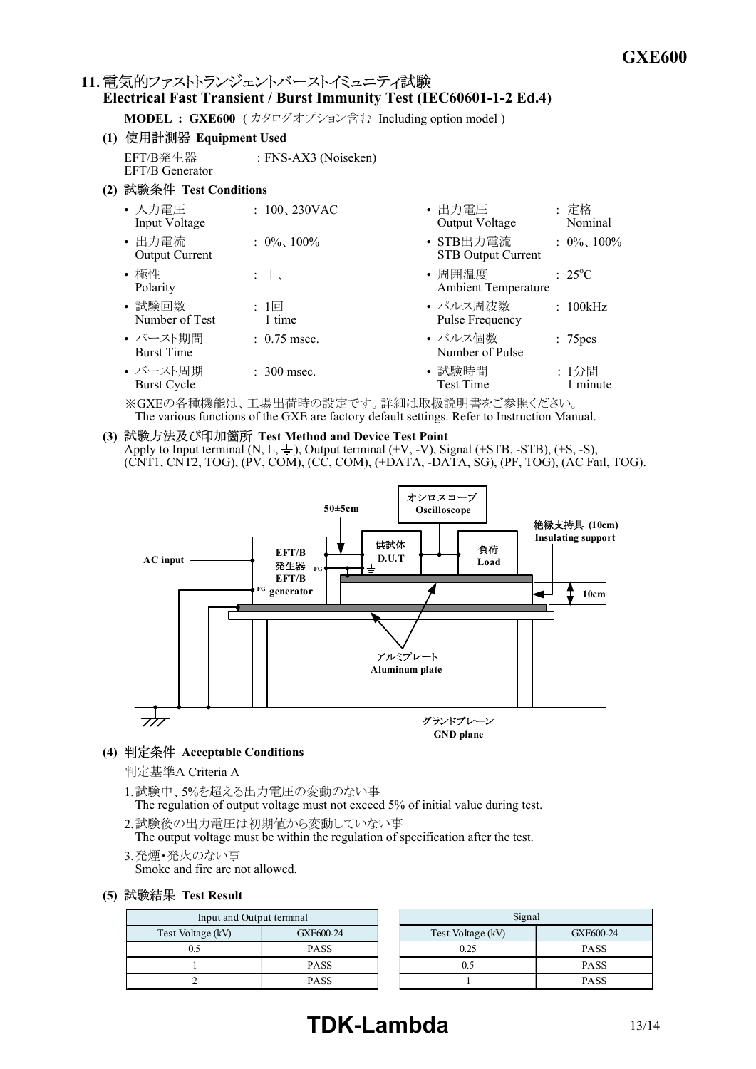## 11. 電気的ファストトランジェントバーストイミュニティ試験
## Electrical Fast Transient / Burst Immunity Test (IEC60601-1-2 Ed.4)

**MODEL : GXE600** ( カタログオプション含む Including option model )

### (1) 使用計測器 Equipment Used

EFT/B発生器 EFT/B Generator : FNS-AX3 (Noiseken)

### (2) 試験条件 Test Conditions

- 入力電圧 Input Voltage : 100、230VAC
- 出力電圧 Output Voltage : 定格 Nominal
- 出力電流 Output Current : 0%、100%
- STB出力電流 STB Output Current : 0%、100%
- 極性 Polarity : ＋、－
- 周囲温度 Ambient Temperature : 25°C
- 試験回数 Number of Test : 1回 1 time
- パルス周波数 Pulse Frequency : 100kHz
- バースト期間 Burst Time : 0.75 msec.
- パルス個数 Number of Pulse : 75pcs
- バースト周期 Burst Cycle : 300 msec.
- 試験時間 Test Time : 1分間 1 minute

※GXEの各種機能は、工場出荷時の設定です。詳細は取扱説明書をご参照ください。
The various functions of the GXE are factory default settings. Refer to Instruction Manual.

### (3) 試験方法及び印加箇所 Test Method and Device Test Point

Apply to Input terminal (N, L, ⏚), Output terminal (+V, -V), Signal (+STB, -STB), (+S, -S), (CNT1, CNT2, TOG), (PV, COM), (CC, COM), (+DATA, -DATA, SG), (PF, TOG), (AC Fail, TOG).

### (4) 判定条件 Acceptable Conditions

判定基準A Criteria A

1. 試験中、5%を超える出力電圧の変動のない事
   The regulation of output voltage must not exceed 5% of initial value during test.
2. 試験後の出力電圧は初期値から変動していない事
   The output voltage must be within the regulation of specification after the test.
3. 発煙・発火のない事
   Smoke and fire are not allowed.

### (5) 試験結果 Test Result

| Input and Output terminal | |
|---|---|
| Test Voltage (kV) | GXE600-24 |
| 0.5 | PASS |
| 1 | PASS |
| 2 | PASS |

| Signal | |
|---|---|
| Test Voltage (kV) | GXE600-24 |
| 0.25 | PASS |
| 0.5 | PASS |
| 1 | PASS |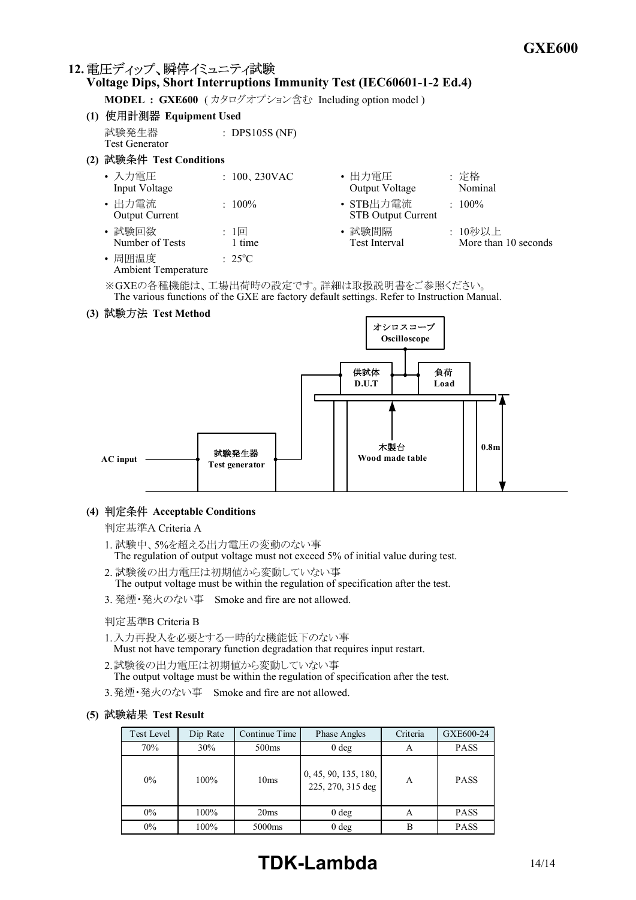## 12. 電圧ディップ、瞬停イミュニティ試験
### Voltage Dips, Short Interruptions Immunity Test (IEC60601-1-2 Ed.4)

**MODEL : GXE600** ( カタログオプション含む Including option model )

**(1) 使用計測器 Equipment Used**

試験発生器 Test Generator : DPS105S (NF)

**(2) 試験条件 Test Conditions**

- 入力電圧 Input Voltage : 100、230VAC
- 出力電圧 Output Voltage : 定格 Nominal
- 出力電流 Output Current : 100%
- STB出力電流 STB Output Current : 100%
- 試験回数 Number of Tests : 1回 1 time
- 試験間隔 Test Interval : 10秒以上 More than 10 seconds
- 周囲温度 Ambient Temperature : 25°C

※GXEの各種機能は、工場出荷時の設定です。詳細は取扱説明書をご参照ください。
The various functions of the GXE are factory default settings. Refer to Instruction Manual.

**(3) 試験方法 Test Method**

AC input
試験発生器 Test generator
供試体 D.U.T
負荷 Load
オシロスコープ Oscilloscope
木製台 Wood made table
0.8m

**(4) 判定条件 Acceptable Conditions**

判定基準A Criteria A

1. 試験中、5%を超える出力電圧の変動のない事
   The regulation of output voltage must not exceed 5% of initial value during test.
2. 試験後の出力電圧は初期値から変動していない事
   The output voltage must be within the regulation of specification after the test.
3. 発煙・発火のない事 Smoke and fire are not allowed.

判定基準B Criteria B

1. 入力再投入を必要とする一時的な機能低下のない事
   Must not have temporary function degradation that requires input restart.
2. 試験後の出力電圧は初期値から変動していない事
   The output voltage must be within the regulation of specification after the test.
3. 発煙・発火のない事 Smoke and fire are not allowed.

**(5) 試験結果 Test Result**

| Test Level | Dip Rate | Continue Time | Phase Angles | Criteria | GXE600-24 |
|---|---|---|---|---|---|
| 70% | 30% | 500ms | 0 deg | A | PASS |
| 0% | 100% | 10ms | 0, 45, 90, 135, 180, 225, 270, 315 deg | A | PASS |
| 0% | 100% | 20ms | 0 deg | A | PASS |
| 0% | 100% | 5000ms | 0 deg | B | PASS |